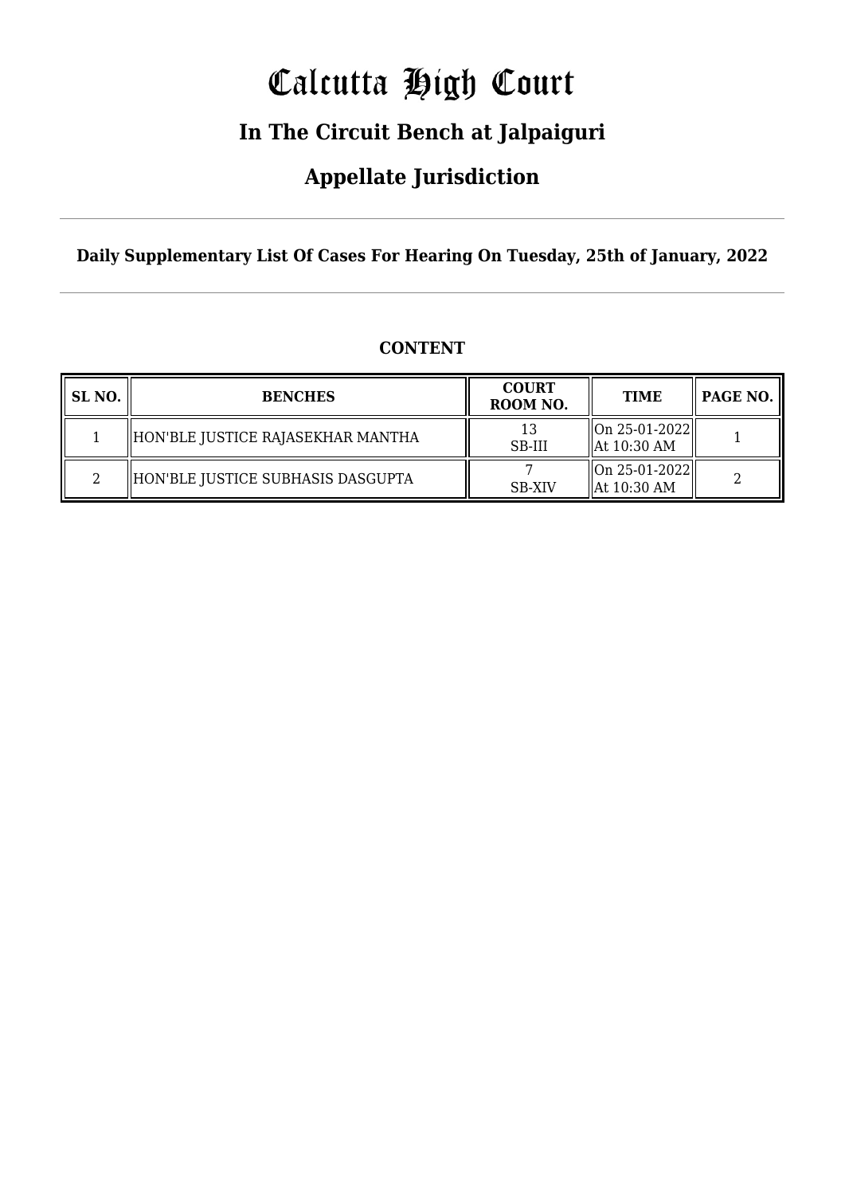# Calcutta High Court

## In The Circuit Bench at Jalpaiguri

## Appellate Jurisdiction

**Daily Supplementary List Of Cases For Hearing On Tuesday, 25th of January, 2022**

**CONTENT**

| SL NO. | BENCHES | COURT ROOM NO. | TIME | PAGE NO. |
|---|---|---|---|---|
| 1 | HON'BLE JUSTICE RAJASEKHAR MANTHA | 13 SB-III | On 25-01-2022 At 10:30 AM | 1 |
| 2 | HON'BLE JUSTICE SUBHASIS DASGUPTA | 7 SB-XIV | On 25-01-2022 At 10:30 AM | 2 |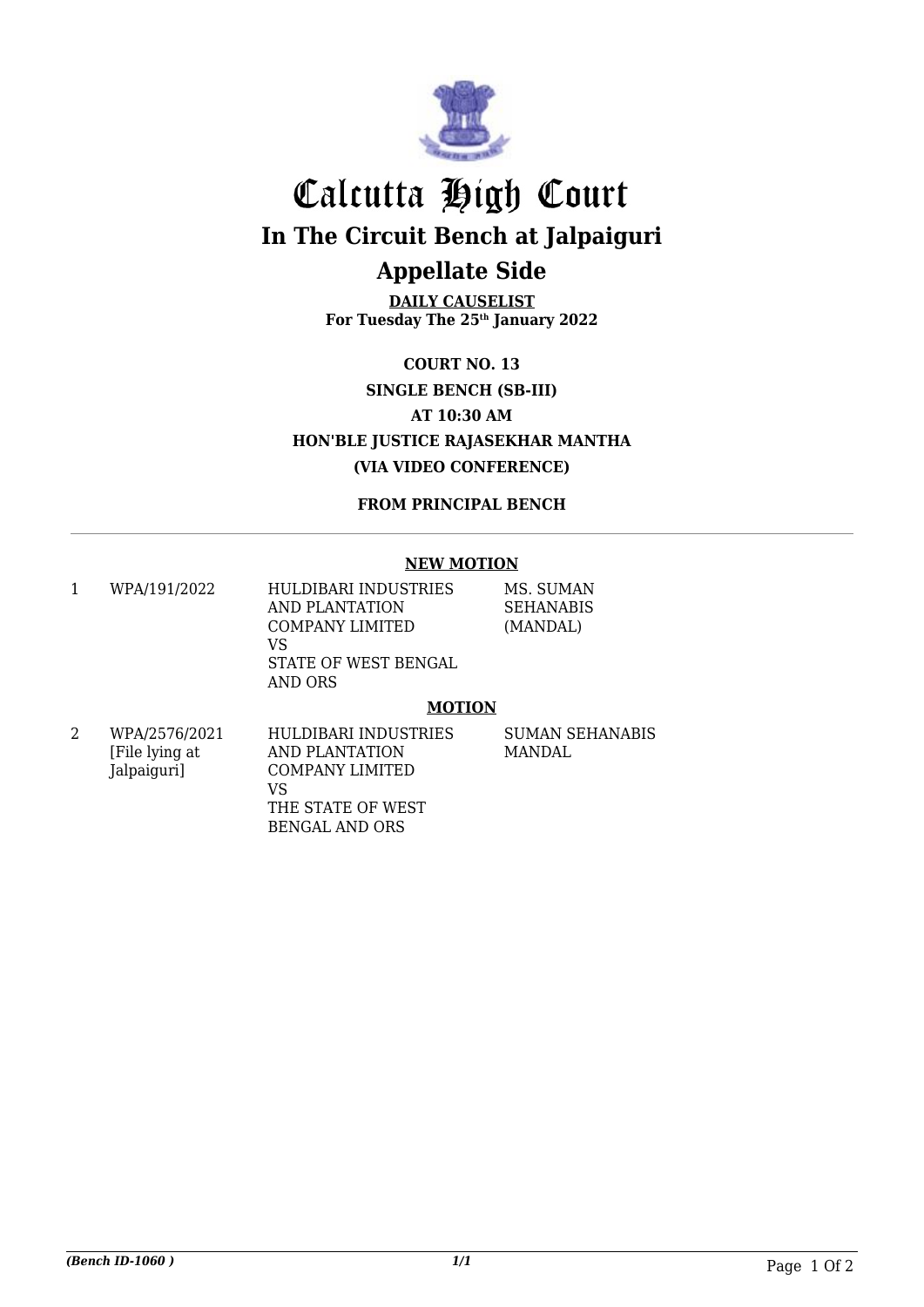# Calcutta High Court

## In The Circuit Bench at Jalpaiguri

## Appellate Side

**DAILY CAUSELIST**
**For Tuesday The 25th January 2022**

**COURT NO. 13**
**SINGLE BENCH (SB-III)**
**AT 10:30 AM**
**HON'BLE JUSTICE RAJASEKHAR MANTHA**
**(VIA VIDEO CONFERENCE)**

**FROM PRINCIPAL BENCH**

---

**NEW MOTION**

| | | | |
|---|---|---|---|
| 1 | WPA/191/2022 | HULDIBARI INDUSTRIES AND PLANTATION COMPANY LIMITED VS STATE OF WEST BENGAL AND ORS | MS. SUMAN SEHANABIS (MANDAL) |

**MOTION**

| | | | |
|---|---|---|---|
| 2 | WPA/2576/2021 [File lying at Jalpaiguri] | HULDIBARI INDUSTRIES AND PLANTATION COMPANY LIMITED VS THE STATE OF WEST BENGAL AND ORS | SUMAN SEHANABIS MANDAL |

*(Bench ID-1060 )* 1/1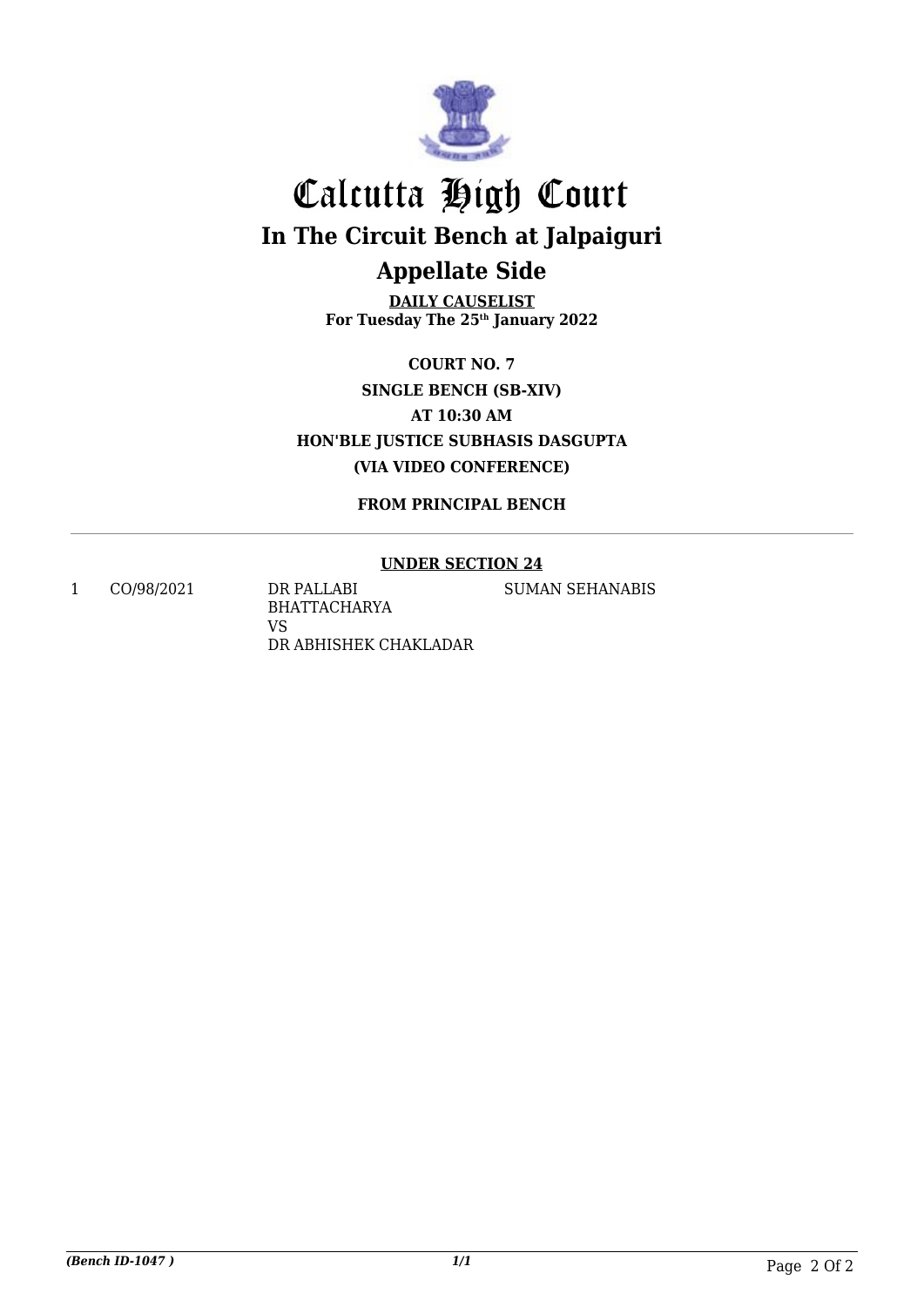# Calcutta High Court

## In The Circuit Bench at Jalpaiguri

## Appellate Side

**DAILY CAUSELIST**
**For Tuesday The 25th January 2022**

**COURT NO. 7**
**SINGLE BENCH (SB-XIV)**
**AT 10:30 AM**
**HON'BLE JUSTICE SUBHASIS DASGUPTA**
**(VIA VIDEO CONFERENCE)**

**FROM PRINCIPAL BENCH**

---

**UNDER SECTION 24**

| | | | |
|---|---|---|---|
| 1 | CO/98/2021 | DR PALLABI BHATTACHARYA<br>VS<br>DR ABHISHEK CHAKLADAR | SUMAN SEHANABIS |

*(Bench ID-1047 )* *1/1*